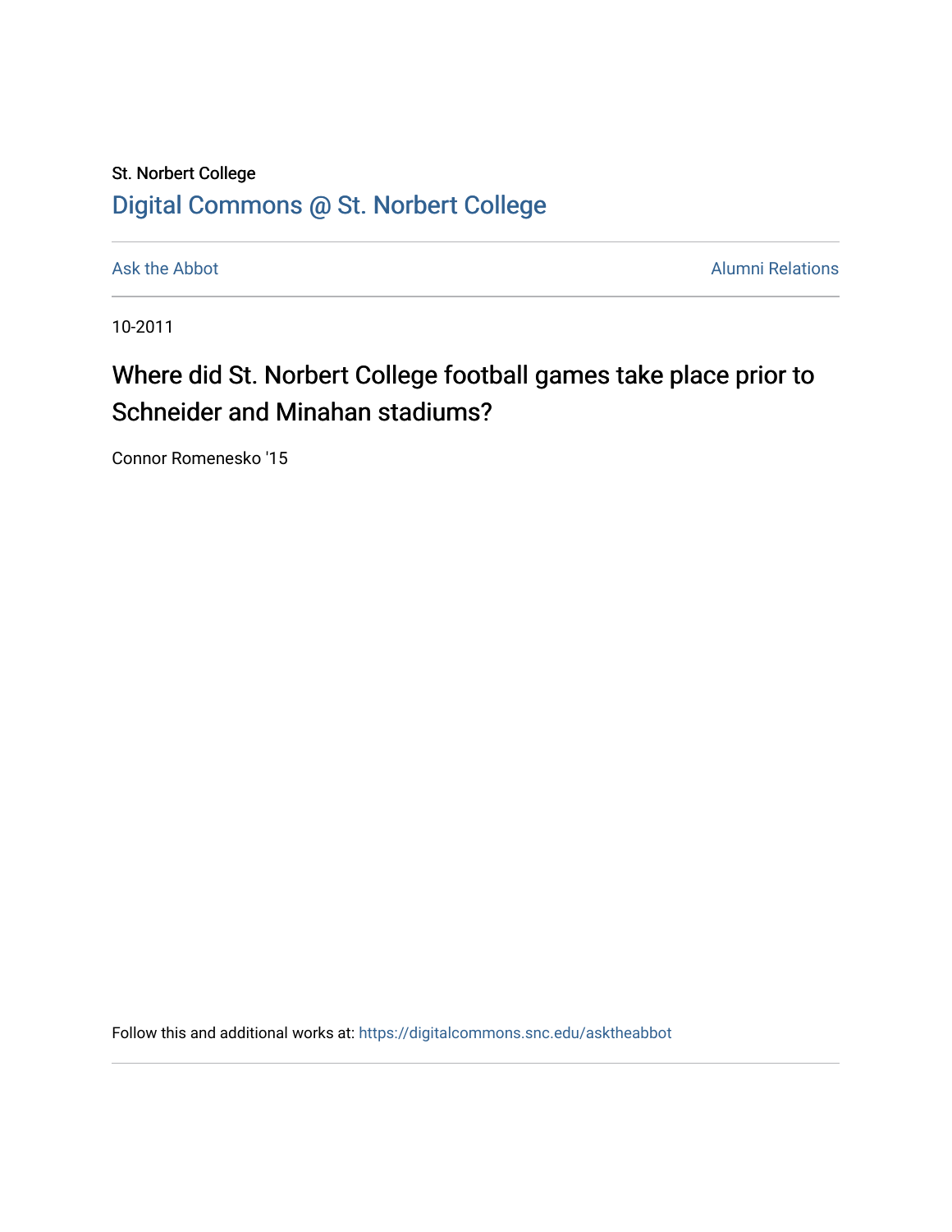St. Norbert College

Digital Commons @ St. Norbert College

Ask the Abbot

Alumni Relations

10-2011

# Where did St. Norbert College football games take place prior to Schneider and Minahan stadiums?

Connor Romenesko '15

Follow this and additional works at: https://digitalcommons.snc.edu/asktheabbot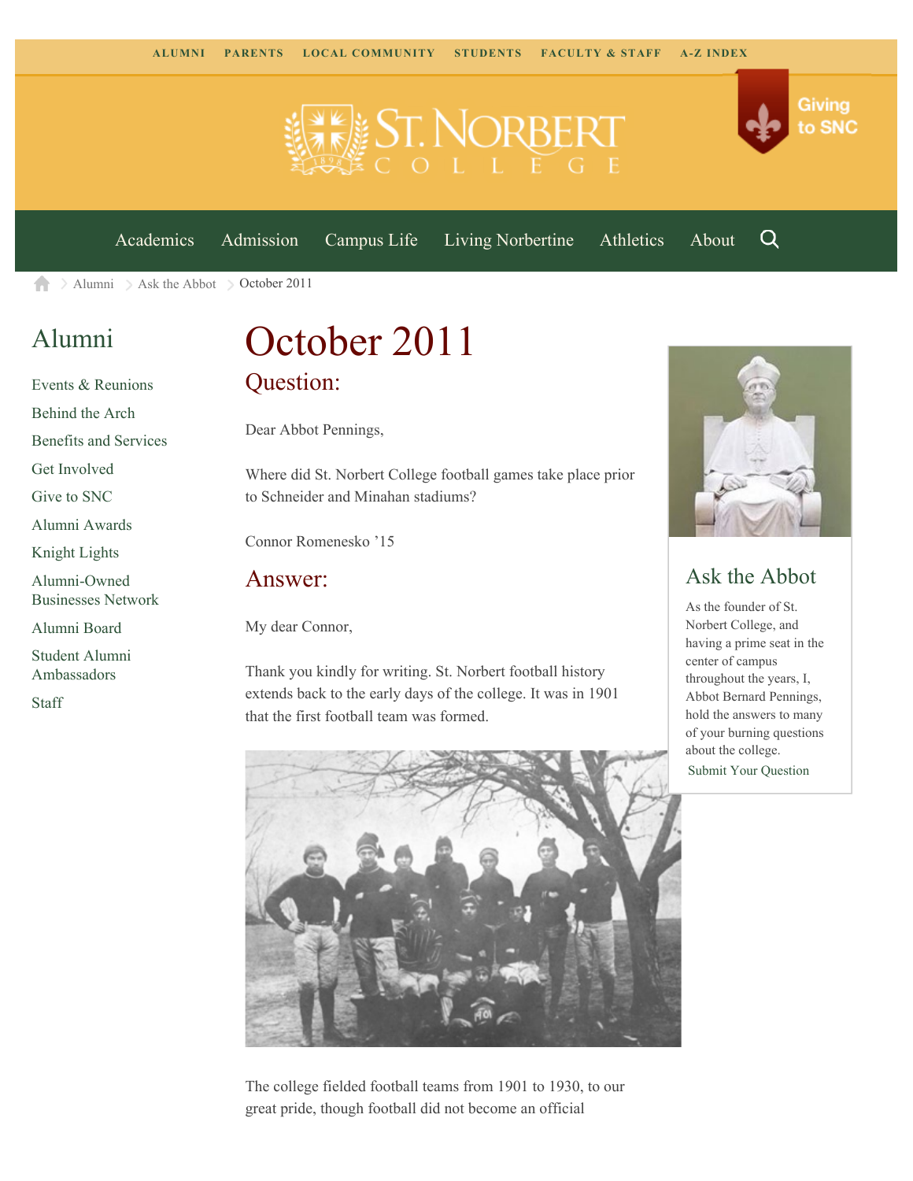ALUMNI PARENTS LOCAL COMMUNITY STUDENTS FACULTY & STAFF A-Z INDEX

Giving to SNC

Academics Admission Campus Life Living Norbertine Athletics About

Alumni > Ask the Abbot > October 2011

## Alumni

- Events & Reunions
- Behind the Arch
- Benefits and Services
- Get Involved
- Give to SNC
- Alumni Awards
- Knight Lights
- Alumni-Owned Businesses Network
- Alumni Board
- Student Alumni Ambassadors
- Staff

# October 2011

## Question:

Dear Abbot Pennings,

Where did St. Norbert College football games take place prior to Schneider and Minahan stadiums?

Connor Romenesko '15

## Answer:

My dear Connor,

Thank you kindly for writing. St. Norbert football history extends back to the early days of the college. It was in 1901 that the first football team was formed.

The college fielded football teams from 1901 to 1930, to our great pride, though football did not become an official

## Ask the Abbot

As the founder of St. Norbert College, and having a prime seat in the center of campus throughout the years, I, Abbot Bernard Pennings, hold the answers to many of your burning questions about the college.

Submit Your Question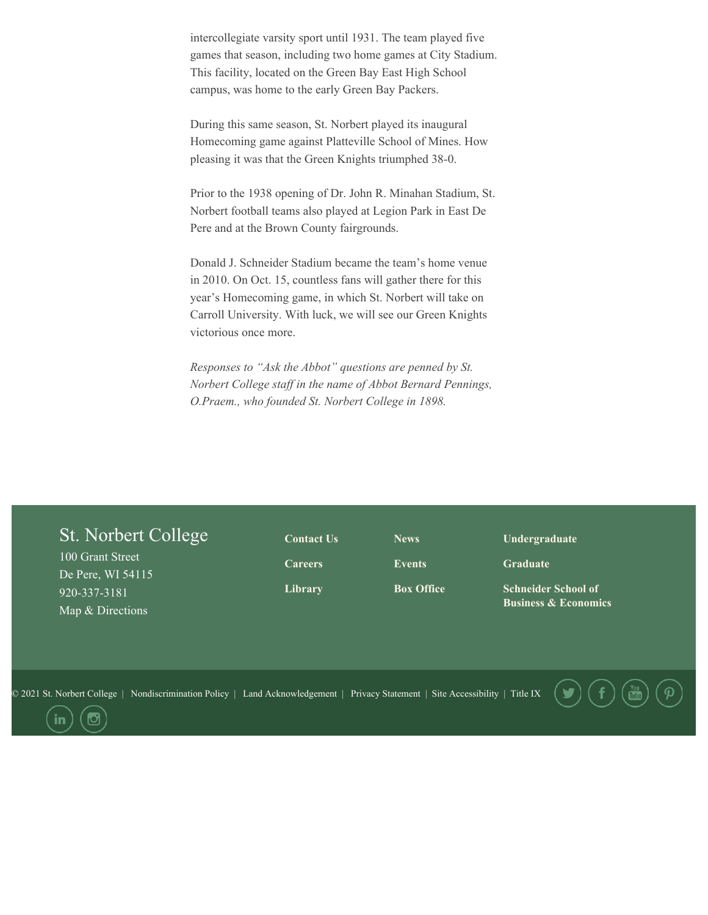intercollegiate varsity sport until 1931. The team played five games that season, including two home games at City Stadium. This facility, located on the Green Bay East High School campus, was home to the early Green Bay Packers.

During this same season, St. Norbert played its inaugural Homecoming game against Platteville School of Mines. How pleasing it was that the Green Knights triumphed 38-0.

Prior to the 1938 opening of Dr. John R. Minahan Stadium, St. Norbert football teams also played at Legion Park in East De Pere and at the Brown County fairgrounds.

Donald J. Schneider Stadium became the team's home venue in 2010. On Oct. 15, countless fans will gather there for this year's Homecoming game, in which St. Norbert will take on Carroll University. With luck, we will see our Green Knights victorious once more.

*Responses to "Ask the Abbot" questions are penned by St. Norbert College staff in the name of Abbot Bernard Pennings, O.Praem., who founded St. Norbert College in 1898.*

St. Norbert College
100 Grant Street
De Pere, WI 54115
920-337-3181
Map & Directions

**Contact Us**
**Careers**
**Library**
**News**
**Events**
**Box Office**
**Undergraduate**
**Graduate**
**Schneider School of Business & Economics**

© 2021 St. Norbert College | Nondiscrimination Policy | Land Acknowledgement | Privacy Statement | Site Accessibility | Title IX